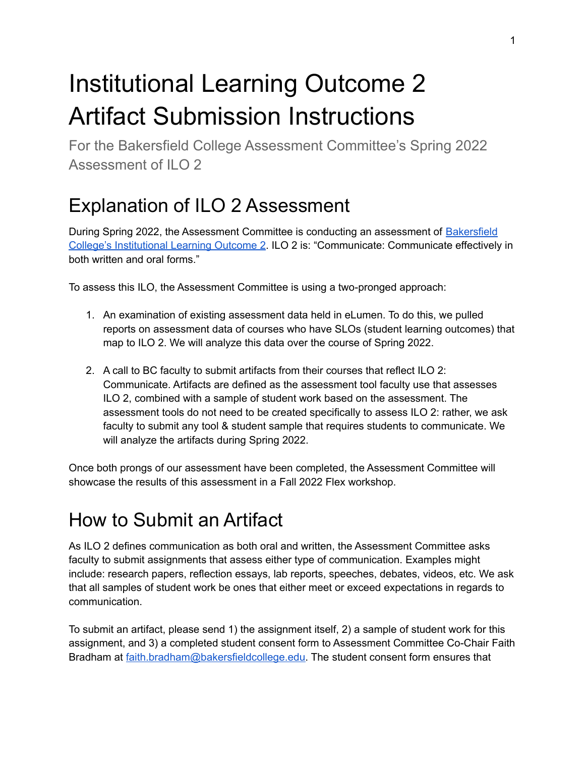# Institutional Learning Outcome 2 Artifact Submission Instructions

For the Bakersfield College Assessment Committee's Spring 2022 Assessment of ILO 2

## Explanation of ILO 2 Assessment

During Spring 2022, the Assessment Committee is conducting an assessment of [Bakersfield College's Institutional Learning Outcome 2](). ILO 2 is: "Communicate: Communicate effectively in both written and oral forms."

To assess this ILO, the Assessment Committee is using a two-pronged approach:

1. An examination of existing assessment data held in eLumen. To do this, we pulled reports on assessment data of courses who have SLOs (student learning outcomes) that map to ILO 2. We will analyze this data over the course of Spring 2022.

2. A call to BC faculty to submit artifacts from their courses that reflect ILO 2: Communicate. Artifacts are defined as the assessment tool faculty use that assesses ILO 2, combined with a sample of student work based on the assessment. The assessment tools do not need to be created specifically to assess ILO 2: rather, we ask faculty to submit any tool & student sample that requires students to communicate. We will analyze the artifacts during Spring 2022.

Once both prongs of our assessment have been completed, the Assessment Committee will showcase the results of this assessment in a Fall 2022 Flex workshop.

## How to Submit an Artifact

As ILO 2 defines communication as both oral and written, the Assessment Committee asks faculty to submit assignments that assess either type of communication. Examples might include: research papers, reflection essays, lab reports, speeches, debates, videos, etc. We ask that all samples of student work be ones that either meet or exceed expectations in regards to communication.

To submit an artifact, please send 1) the assignment itself, 2) a sample of student work for this assignment, and 3) a completed student consent form to Assessment Committee Co-Chair Faith Bradham at faith.bradham@bakersfieldcollege.edu. The student consent form ensures that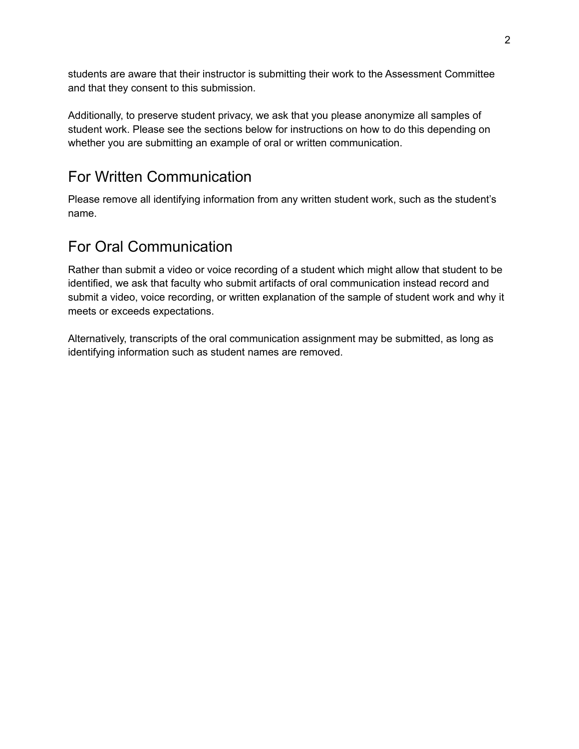students are aware that their instructor is submitting their work to the Assessment Committee and that they consent to this submission.

Additionally, to preserve student privacy, we ask that you please anonymize all samples of student work. Please see the sections below for instructions on how to do this depending on whether you are submitting an example of oral or written communication.

## For Written Communication

Please remove all identifying information from any written student work, such as the student's name.

## For Oral Communication

Rather than submit a video or voice recording of a student which might allow that student to be identified, we ask that faculty who submit artifacts of oral communication instead record and submit a video, voice recording, or written explanation of the sample of student work and why it meets or exceeds expectations.

Alternatively, transcripts of the oral communication assignment may be submitted, as long as identifying information such as student names are removed.